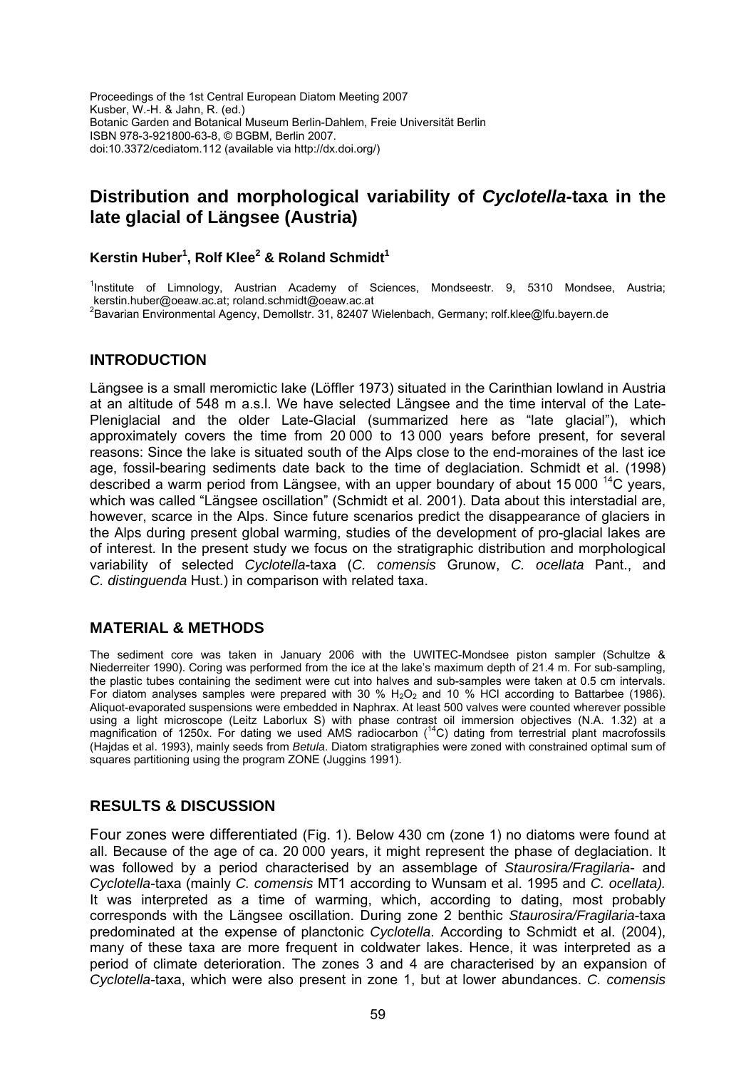Proceedings of the 1st Central European Diatom Meeting 2007
Kusber, W.-H. & Jahn, R. (ed.)
Botanic Garden and Botanical Museum Berlin-Dahlem, Freie Universität Berlin
ISBN 978-3-921800-63-8, © BGBM, Berlin 2007.
doi:10.3372/cediatom.112 (available via http://dx.doi.org/)

# Distribution and morphological variability of *Cyclotella*-taxa in the late glacial of Längsee (Austria)

**Kerstin Huber[1], Rolf Klee[2] & Roland Schmidt[1]**

[1]Institute of Limnology, Austrian Academy of Sciences, Mondseestr. 9, 5310 Mondsee, Austria; kerstin.huber@oeaw.ac.at; roland.schmidt@oeaw.ac.at
[2]Bavarian Environmental Agency, Demollstr. 31, 82407 Wielenbach, Germany; rolf.klee@lfu.bayern.de

## INTRODUCTION

Längsee is a small meromictic lake (Löffler 1973) situated in the Carinthian lowland in Austria at an altitude of 548 m a.s.l. We have selected Längsee and the time interval of the Late-Pleniglacial and the older Late-Glacial (summarized here as "late glacial"), which approximately covers the time from 20 000 to 13 000 years before present, for several reasons: Since the lake is situated south of the Alps close to the end-moraines of the last ice age, fossil-bearing sediments date back to the time of deglaciation. Schmidt et al. (1998) described a warm period from Längsee, with an upper boundary of about 15 000 $^{14}$C years, which was called "Längsee oscillation" (Schmidt et al. 2001). Data about this interstadial are, however, scarce in the Alps. Since future scenarios predict the disappearance of glaciers in the Alps during present global warming, studies of the development of pro-glacial lakes are of interest. In the present study we focus on the stratigraphic distribution and morphological variability of selected *Cyclotella*-taxa (*C. comensis* Grunow, *C. ocellata* Pant., and *C. distinguenda* Hust.) in comparison with related taxa.

## MATERIAL & METHODS

The sediment core was taken in January 2006 with the UWITEC-Mondsee piston sampler (Schultze & Niederreiter 1990). Coring was performed from the ice at the lake's maximum depth of 21.4 m. For sub-sampling, the plastic tubes containing the sediment were cut into halves and sub-samples were taken at 0.5 cm intervals. For diatom analyses samples were prepared with 30 % $H_2O_2$ and 10 % HCl according to Battarbee (1986). Aliquot-evaporated suspensions were embedded in Naphrax. At least 500 valves were counted wherever possible using a light microscope (Leitz Laborlux S) with phase contrast oil immersion objectives (N.A. 1.32) at a magnification of 1250x. For dating we used AMS radiocarbon ($^{14}$C) dating from terrestrial plant macrofossils (Hajdas et al. 1993), mainly seeds from *Betula*. Diatom stratigraphies were zoned with constrained optimal sum of squares partitioning using the program ZONE (Juggins 1991).

## RESULTS & DISCUSSION

Four zones were differentiated (Fig. 1). Below 430 cm (zone 1) no diatoms were found at all. Because of the age of ca. 20 000 years, it might represent the phase of deglaciation. It was followed by a period characterised by an assemblage of *Staurosira/Fragilaria*- and *Cyclotella*-taxa (mainly *C. comensis* MT1 according to Wunsam et al. 1995 and *C. ocellata).* It was interpreted as a time of warming, which, according to dating, most probably corresponds with the Längsee oscillation. During zone 2 benthic *Staurosira/Fragilaria*-taxa predominated at the expense of planctonic *Cyclotella*. According to Schmidt et al. (2004), many of these taxa are more frequent in coldwater lakes. Hence, it was interpreted as a period of climate deterioration. The zones 3 and 4 are characterised by an expansion of *Cyclotella*-taxa, which were also present in zone 1, but at lower abundances. *C. comensis*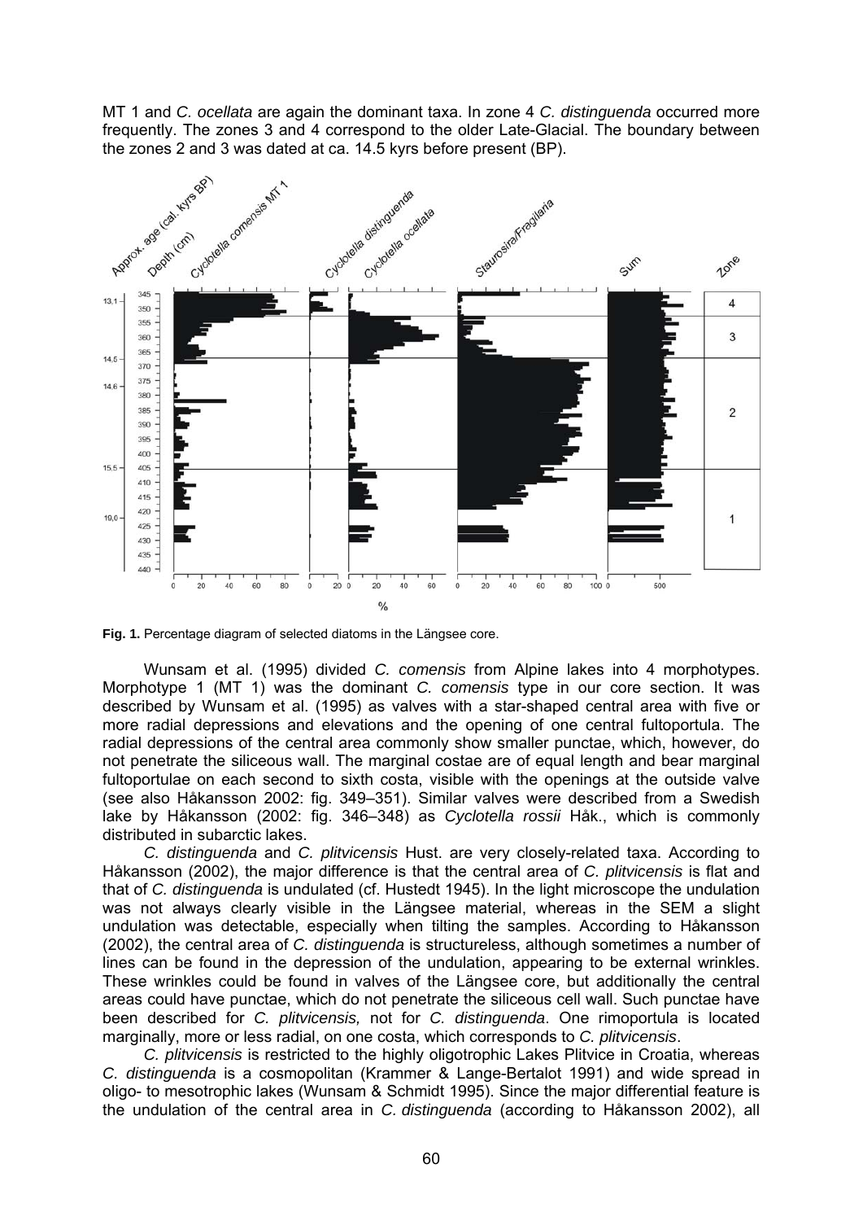MT 1 and *C. ocellata* are again the dominant taxa. In zone 4 *C. distinguenda* occurred more frequently. The zones 3 and 4 correspond to the older Late-Glacial. The boundary between the zones 2 and 3 was dated at ca. 14.5 kyrs before present (BP).

**Fig. 1.** Percentage diagram of selected diatoms in the Längsee core.

Wunsam et al. (1995) divided *C. comensis* from Alpine lakes into 4 morphotypes. Morphotype 1 (MT 1) was the dominant *C. comensis* type in our core section. It was described by Wunsam et al. (1995) as valves with a star-shaped central area with five or more radial depressions and elevations and the opening of one central fultoportula. The radial depressions of the central area commonly show smaller punctae, which, however, do not penetrate the siliceous wall. The marginal costae are of equal length and bear marginal fultoportulae on each second to sixth costa, visible with the openings at the outside valve (see also Håkansson 2002: fig. 349–351). Similar valves were described from a Swedish lake by Håkansson (2002: fig. 346–348) as *Cyclotella rossii* Håk., which is commonly distributed in subarctic lakes.

*C. distinguenda* and *C. plitvicensis* Hust. are very closely-related taxa. According to Håkansson (2002), the major difference is that the central area of *C. plitvicensis* is flat and that of *C. distinguenda* is undulated (cf. Hustedt 1945). In the light microscope the undulation was not always clearly visible in the Längsee material, whereas in the SEM a slight undulation was detectable, especially when tilting the samples. According to Håkansson (2002), the central area of *C. distinguenda* is structureless, although sometimes a number of lines can be found in the depression of the undulation, appearing to be external wrinkles. These wrinkles could be found in valves of the Längsee core, but additionally the central areas could have punctae, which do not penetrate the siliceous cell wall. Such punctae have been described for *C. plitvicensis,* not for *C. distinguenda*. One rimoportula is located marginally, more or less radial, on one costa, which corresponds to *C. plitvicensis*.

*C. plitvicensis* is restricted to the highly oligotrophic Lakes Plitvice in Croatia, whereas *C. distinguenda* is a cosmopolitan (Krammer & Lange-Bertalot 1991) and wide spread in oligo- to mesotrophic lakes (Wunsam & Schmidt 1995). Since the major differential feature is the undulation of the central area in *C. distinguenda* (according to Håkansson 2002), all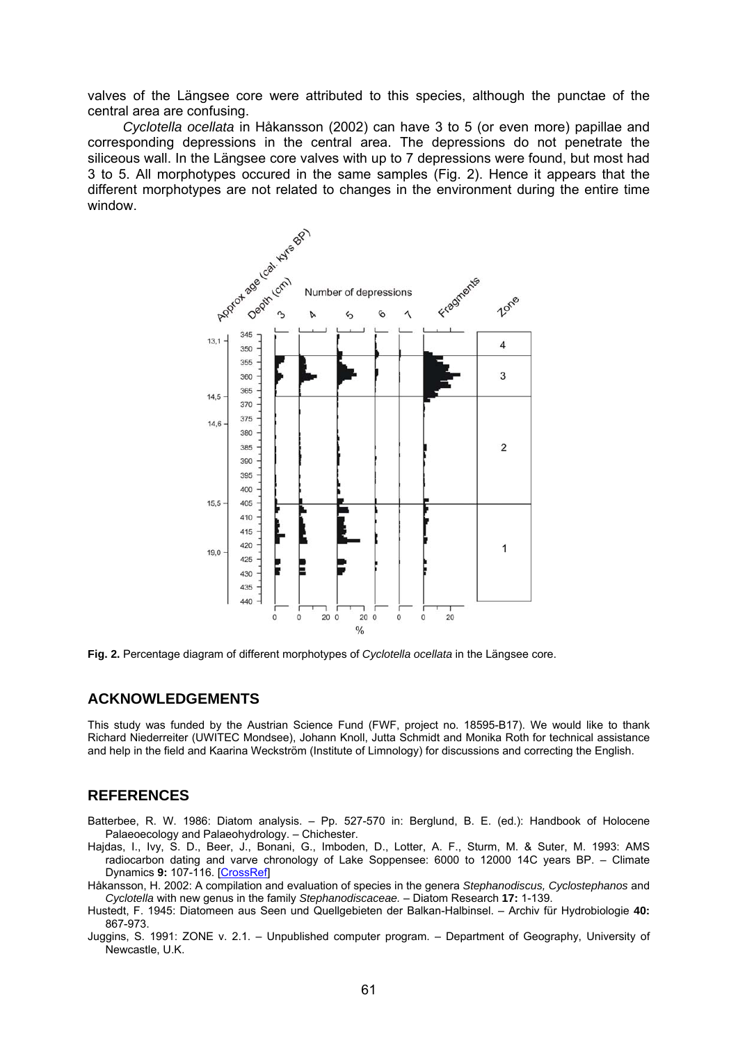valves of the Längsee core were attributed to this species, although the punctae of the central area are confusing.

*Cyclotella ocellata* in Håkansson (2002) can have 3 to 5 (or even more) papillae and corresponding depressions in the central area. The depressions do not penetrate the siliceous wall. In the Längsee core valves with up to 7 depressions were found, but most had 3 to 5. All morphotypes occured in the same samples (Fig. 2). Hence it appears that the different morphotypes are not related to changes in the environment during the entire time window.

**Fig. 2.** Percentage diagram of different morphotypes of *Cyclotella ocellata* in the Längsee core.

## ACKNOWLEDGEMENTS

This study was funded by the Austrian Science Fund (FWF, project no. 18595-B17). We would like to thank Richard Niederreiter (UWITEC Mondsee), Johann Knoll, Jutta Schmidt and Monika Roth for technical assistance and help in the field and Kaarina Weckström (Institute of Limnology) for discussions and correcting the English.

## REFERENCES

Batterbee, R. W. 1986: Diatom analysis. – Pp. 527-570 in: Berglund, B. E. (ed.): Handbook of Holocene Palaeoecology and Palaeohydrology. – Chichester.

Hajdas, I., Ivy, S. D., Beer, J., Bonani, G., Imboden, D., Lotter, A. F., Sturm, M. & Suter, M. 1993: AMS radiocarbon dating and varve chronology of Lake Soppensee: 6000 to 12000 14C years BP. – Climate Dynamics **9:** 107-116. [CrossRef]

Håkansson, H. 2002: A compilation and evaluation of species in the genera *Stephanodiscus, Cyclostephanos* and *Cyclotella* with new genus in the family *Stephanodiscaceae.* – Diatom Research **17:** 1-139.

Hustedt, F. 1945: Diatomeen aus Seen und Quellgebieten der Balkan-Halbinsel. – Archiv für Hydrobiologie **40:** 867-973.

Juggins, S. 1991: ZONE v. 2.1. – Unpublished computer program. – Department of Geography, University of Newcastle, U.K.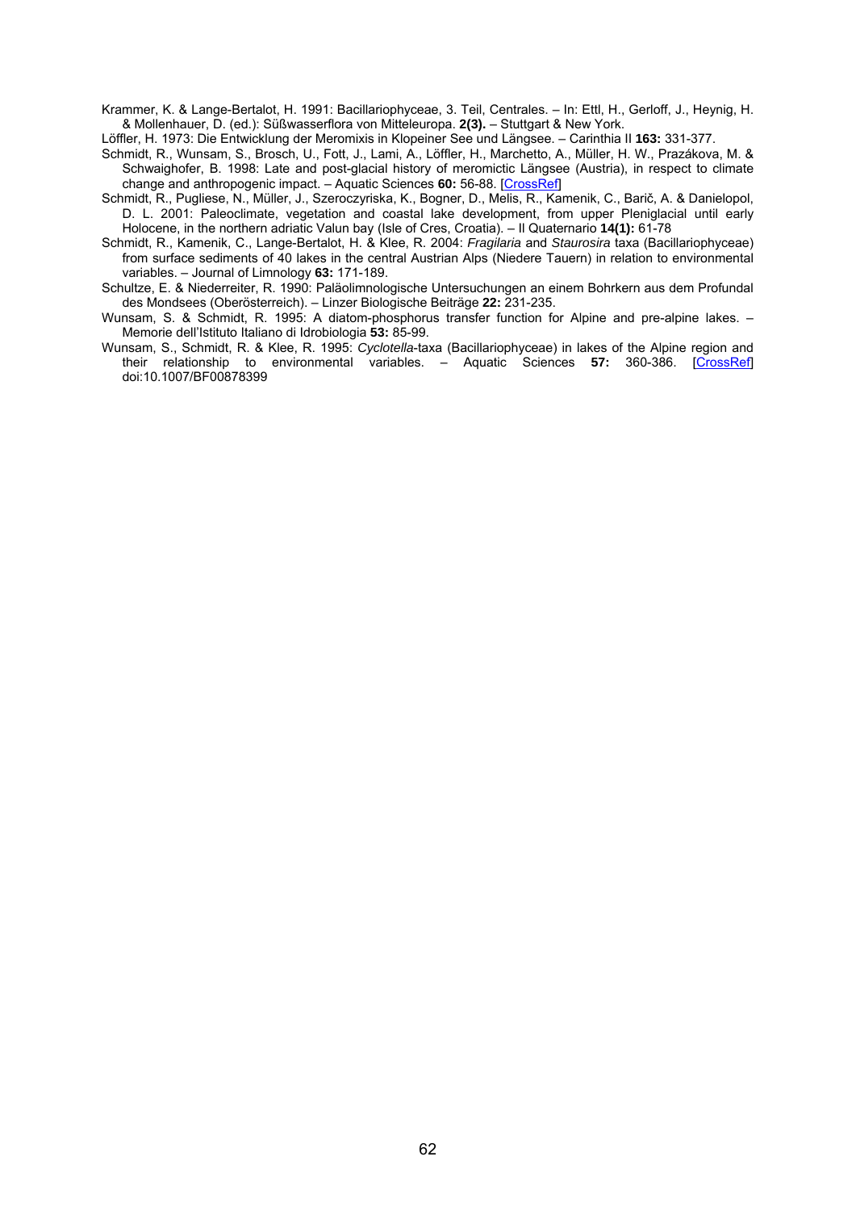Krammer, K. & Lange-Bertalot, H. 1991: Bacillariophyceae, 3. Teil, Centrales. – In: Ettl, H., Gerloff, J., Heynig, H. & Mollenhauer, D. (ed.): Süßwasserflora von Mitteleuropa. **2(3).** – Stuttgart & New York.

Löffler, H. 1973: Die Entwicklung der Meromixis in Klopeiner See und Längsee. – Carinthia II **163:** 331-377.

Schmidt, R., Wunsam, S., Brosch, U., Fott, J., Lami, A., Löffler, H., Marchetto, A., Müller, H. W., Prazákova, M. & Schwaighofer, B. 1998: Late and post-glacial history of meromictic Längsee (Austria), in respect to climate change and anthropogenic impact. – Aquatic Sciences **60:** 56-88. [CrossRef]

Schmidt, R., Pugliese, N., Müller, J., Szeroczyriska, K., Bogner, D., Melis, R., Kamenik, C., Barič, A. & Danielopol, D. L. 2001: Paleoclimate, vegetation and coastal lake development, from upper Pleniglacial until early Holocene, in the northern adriatic Valun bay (Isle of Cres, Croatia). – Il Quaternario **14(1):** 61-78

Schmidt, R., Kamenik, C., Lange-Bertalot, H. & Klee, R. 2004: *Fragilaria* and *Staurosira* taxa (Bacillariophyceae) from surface sediments of 40 lakes in the central Austrian Alps (Niedere Tauern) in relation to environmental variables. – Journal of Limnology **63:** 171-189.

Schultze, E. & Niederreiter, R. 1990: Paläolimnologische Untersuchungen an einem Bohrkern aus dem Profundal des Mondsees (Oberösterreich). – Linzer Biologische Beiträge **22:** 231-235.

Wunsam, S. & Schmidt, R. 1995: A diatom-phosphorus transfer function for Alpine and pre-alpine lakes. – Memorie dell'Istituto Italiano di Idrobiologia **53:** 85-99.

Wunsam, S., Schmidt, R. & Klee, R. 1995: *Cyclotella*-taxa (Bacillariophyceae) in lakes of the Alpine region and their relationship to environmental variables. – Aquatic Sciences **57:** 360-386. [CrossRef] doi:10.1007/BF00878399